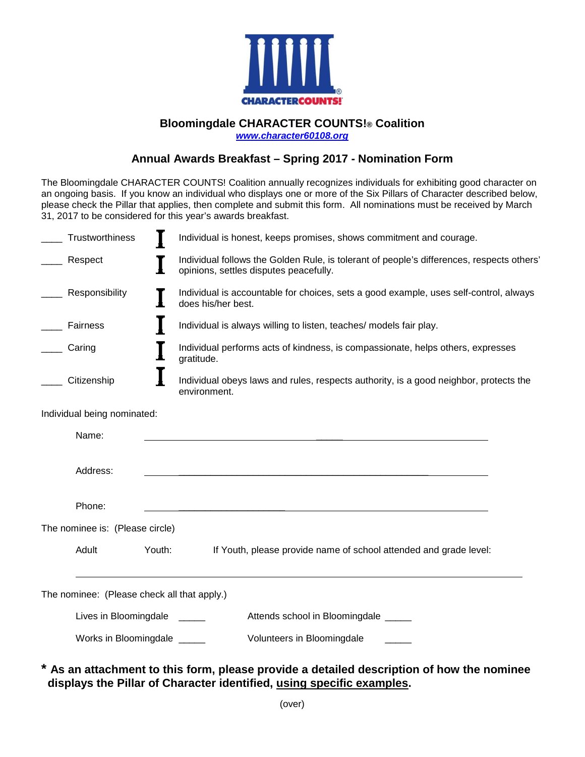CHARACTER COUNTS!®

# Bloomingdale CHARACTER COUNTS!® Coalition

*www.character60108.org*

## Annual Awards Breakfast – Spring 2017 - Nomination Form

The Bloomingdale CHARACTER COUNTS! Coalition annually recognizes individuals for exhibiting good character on an ongoing basis. If you know an individual who displays one or more of the Six Pillars of Character described below, please check the Pillar that applies, then complete and submit this form. All nominations must be received by March 31, 2017 to be considered for this year's awards breakfast.

____ Trustworthiness — Individual is honest, keeps promises, shows commitment and courage.

____ Respect — Individual follows the Golden Rule, is tolerant of people's differences, respects others' opinions, settles disputes peacefully.

____ Responsibility — Individual is accountable for choices, sets a good example, uses self-control, always does his/her best.

____ Fairness — Individual is always willing to listen, teaches/ models fair play.

____ Caring — Individual performs acts of kindness, is compassionate, helps others, expresses gratitude.

____ Citizenship — Individual obeys laws and rules, respects authority, is a good neighbor, protects the environment.

Individual being nominated:

Name: ______________________________

Address: ______________________________

Phone: ______________________________

The nominee is: (Please circle)

Adult     Youth:     If Youth, please provide name of school attended and grade level:

______________________________

The nominee: (Please check all that apply.)

Lives in Bloomingdale _____     Attends school in Bloomingdale _____

Works in Bloomingdale _____     Volunteers in Bloomingdale _____

**\* As an attachment to this form, please provide a detailed description of how the nominee displays the Pillar of Character identified, <u>using specific examples</u>.**

(over)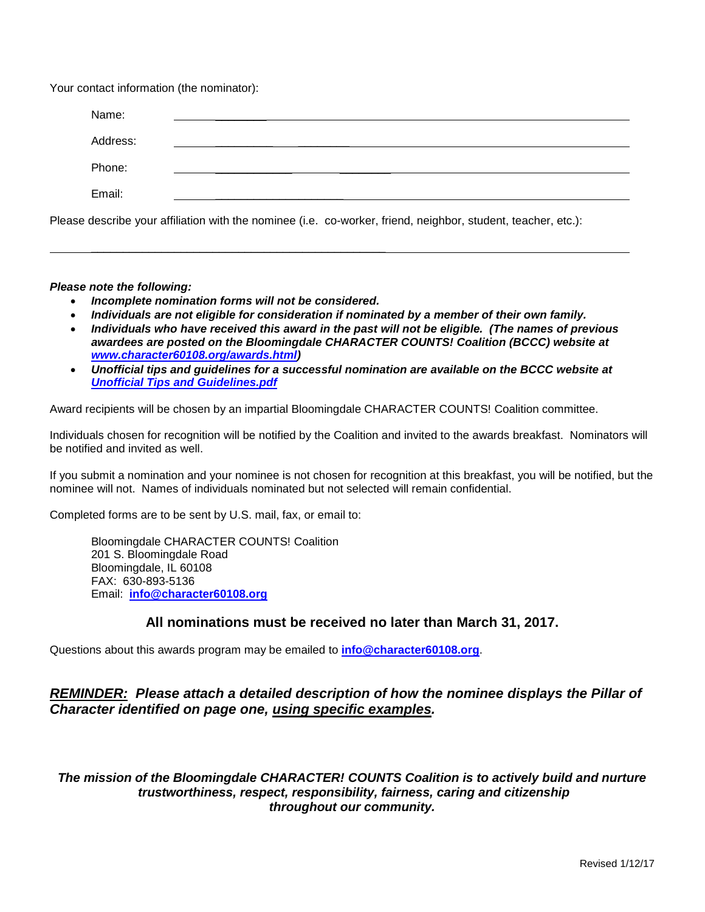Your contact information (the nominator):

Name: ________________________________________________

Address: ________________________________________________

Phone: ________________________________________________

Email: ________________________________________________

Please describe your affiliation with the nominee (i.e. co-worker, friend, neighbor, student, teacher, etc.):

______________________________________________________________________

***Please note the following:***

- ***Incomplete nomination forms will not be considered.***
- ***Individuals are not eligible for consideration if nominated by a member of their own family.***
- ***Individuals who have received this award in the past will not be eligible. (The names of previous awardees are posted on the Bloomingdale CHARACTER COUNTS! Coalition (BCCC) website at [www.character60108.org/awards.html](www.character60108.org/awards.html))***
- ***Unofficial tips and guidelines for a successful nomination are available on the BCCC website at [Unofficial Tips and Guidelines.pdf](Unofficial Tips and Guidelines.pdf)***

Award recipients will be chosen by an impartial Bloomingdale CHARACTER COUNTS! Coalition committee.

Individuals chosen for recognition will be notified by the Coalition and invited to the awards breakfast. Nominators will be notified and invited as well.

If you submit a nomination and your nominee is not chosen for recognition at this breakfast, you will be notified, but the nominee will not. Names of individuals nominated but not selected will remain confidential.

Completed forms are to be sent by U.S. mail, fax, or email to:

Bloomingdale CHARACTER COUNTS! Coalition
201 S. Bloomingdale Road
Bloomingdale, IL 60108
FAX: 630-893-5136
Email: **[info@character60108.org](mailto:info@character60108.org)**

**All nominations must be received no later than March 31, 2017.**

Questions about this awards program may be emailed to **[info@character60108.org](mailto:info@character60108.org)**.

***REMINDER:* Please attach a detailed description of how the nominee displays the Pillar of Character identified on page one, *using specific examples*.**

***The mission of the Bloomingdale CHARACTER! COUNTS Coalition is to actively build and nurture trustworthiness, respect, responsibility, fairness, caring and citizenship throughout our community.***

Revised 1/12/17